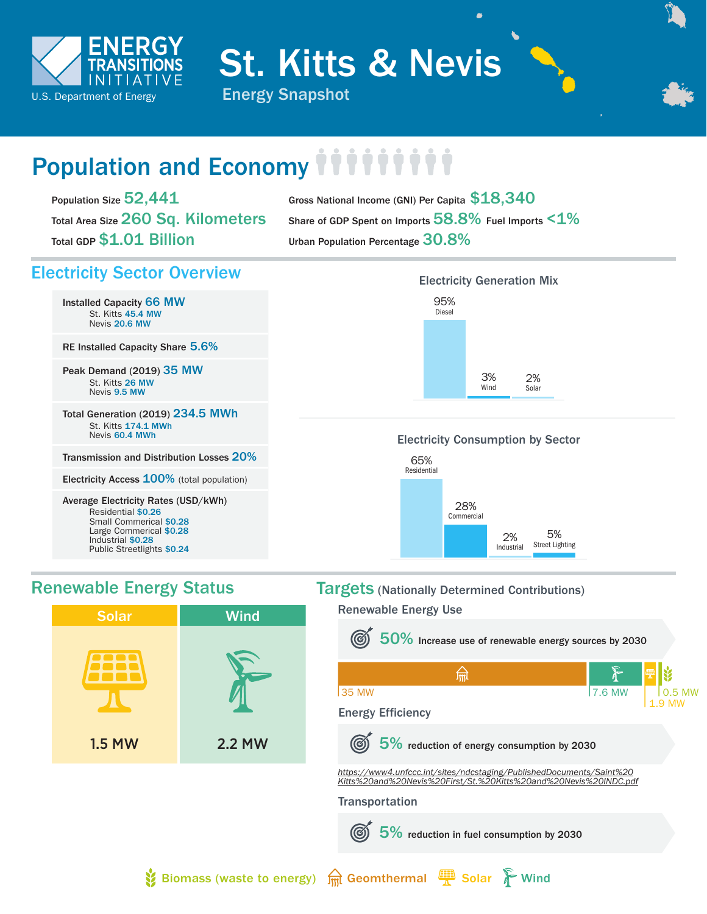ENERGY TRANSITIONS INITIATIVE
U.S. Department of Energy

# St. Kitts & Nevis

Energy Snapshot

## Population and Economy

Population Size **52,441**

Total Area Size **260 Sq. Kilometers**

Total GDP **$1.01 Billion**

Gross National Income (GNI) Per Capita **$18,340**

Share of GDP Spent on Imports **58.8%** Fuel Imports **<1%**

Urban Population Percentage **30.8%**

## Electricity Sector Overview

**Installed Capacity 66 MW**
- St. Kitts 45.4 MW
- Nevis 20.6 MW

**RE Installed Capacity Share 5.6%**

**Peak Demand (2019) 35 MW**
- St. Kitts 26 MW
- Nevis 9.5 MW

**Total Generation (2019) 234.5 MWh**
- St. Kitts 174.1 MWh
- Nevis 60.4 MWh

**Transmission and Distribution Losses 20%**

**Electricity Access 100%** (total population)

**Average Electricity Rates (USD/kWh)**
- Residential $0.26
- Small Commercial $0.28
- Large Commerical $0.28
- Industrial $0.28
- Public Streetlights $0.24

### Electricity Generation Mix

| Source | Share |
|---|---|
| Diesel | 95% |
| Wind | 3% |
| Solar | 2% |

### Electricity Consumption by Sector

| Sector | Share |
|---|---|
| Residential | 65% |
| Commercial | 28% |
| Industrial | 2% |
| Street Lighting | 5% |

## Renewable Energy Status

| Solar | Wind |
|---|---|
| 1.5 MW | 2.2 MW |

## Targets (Nationally Determined Contributions)

### Renewable Energy Use

**50%** Increase use of renewable energy sources by 2030

Geothermal 35 MW | Wind 7.6 MW | Solar 1.9 MW | Biomass 0.5 MW

### Energy Efficiency

**5%** reduction of energy consumption by 2030

*https://www4.unfccc.int/sites/ndcstaging/PublishedDocuments/Saint%20Kitts%20and%20Nevis%20First/St.%20Kitts%20and%20Nevis%20INDC.pdf*

### Transportation

**5%** reduction in fuel consumption by 2030

Biomass (waste to energy) | Geomthermal | Solar | Wind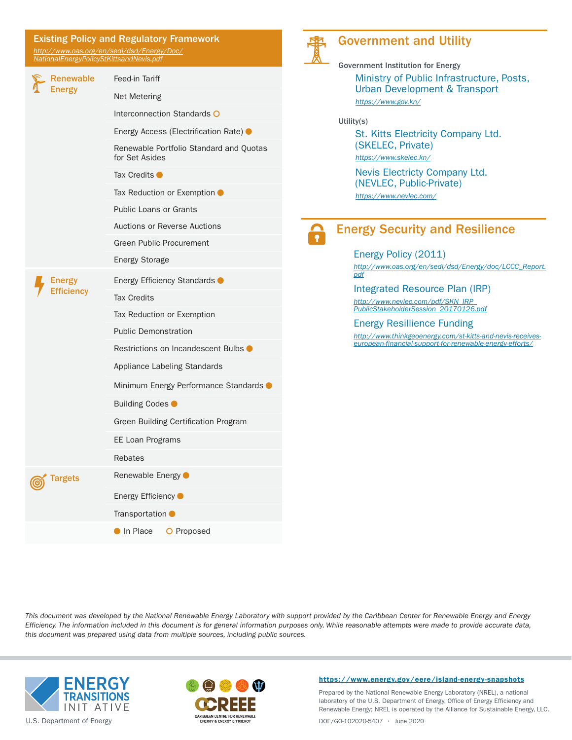## Existing Policy and Regulatory Framework

*http://www.oas.org/en/sedi/dsd/Energy/Doc/NationalEnergyPolicyStKittsandNevis.pdf*

| | | |
|---|---|---|
| Renewable Energy | Feed-in Tariff | |
| | Net Metering | |
| | Interconnection Standards | Proposed |
| | Energy Access (Electrification Rate) | In Place |
| | Renewable Portfolio Standard and Quotas for Set Asides | |
| | Tax Credits | In Place |
| | Tax Reduction or Exemption | In Place |
| | Public Loans or Grants | |
| | Auctions or Reverse Auctions | |
| | Green Public Procurement | |
| | Energy Storage | |
| Energy Efficiency | Energy Efficiency Standards | In Place |
| | Tax Credits | |
| | Tax Reduction or Exemption | |
| | Public Demonstration | |
| | Restrictions on Incandescent Bulbs | In Place |
| | Appliance Labeling Standards | |
| | Minimum Energy Performance Standards | In Place |
| | Building Codes | In Place |
| | Green Building Certification Program | |
| | EE Loan Programs | |
| | Rebates | |
| Targets | Renewable Energy | In Place |
| | Energy Efficiency | In Place |
| | Transportation | In Place |

● In Place ○ Proposed

## Government and Utility

**Government Institution for Energy**

Ministry of Public Infrastructure, Posts, Urban Development & Transport

*https://www.gov.kn/*

**Utility(s)**

St. Kitts Electricity Company Ltd. (SKELEC, Private)

*https://www.skelec.kn/*

Nevis Electricty Company Ltd. (NEVLEC, Public-Private)

*https://www.nevlec.com/*

## Energy Security and Resilience

Energy Policy (2011)

*http://www.oas.org/en/sedi/dsd/Energy/doc/LCCC_Report.pdf*

Integrated Resource Plan (IRP)

*http://www.nevlec.com/pdf/SKN_IRP_PublicStakeholderSession_20170126.pdf*

Energy Resillience Funding

*http://www.thinkgeoenergy.com/st-kitts-and-nevis-receives-european-financial-support-for-renewable-energy-efforts/*

*This document was developed by the National Renewable Energy Laboratory with support provided by the Caribbean Center for Renewable Energy and Energy Efficiency. The information included in this document is for general information purposes only. While reasonable attempts were made to provide accurate data, this document was prepared using data from multiple sources, including public sources.*

ENERGY TRANSITIONS INITIATIVE

U.S. Department of Energy

CCREEE CARIBBEAN CENTRE FOR RENEWABLE ENERGY & ENERGY EFFICIENCY

**https://www.energy.gov/eere/island-energy-snapshots**

Prepared by the National Renewable Energy Laboratory (NREL), a national laboratory of the U.S. Department of Energy, Office of Energy Efficiency and Renewable Energy; NREL is operated by the Alliance for Sustainable Energy, LLC.

DOE/GO-102020-5407 · June 2020